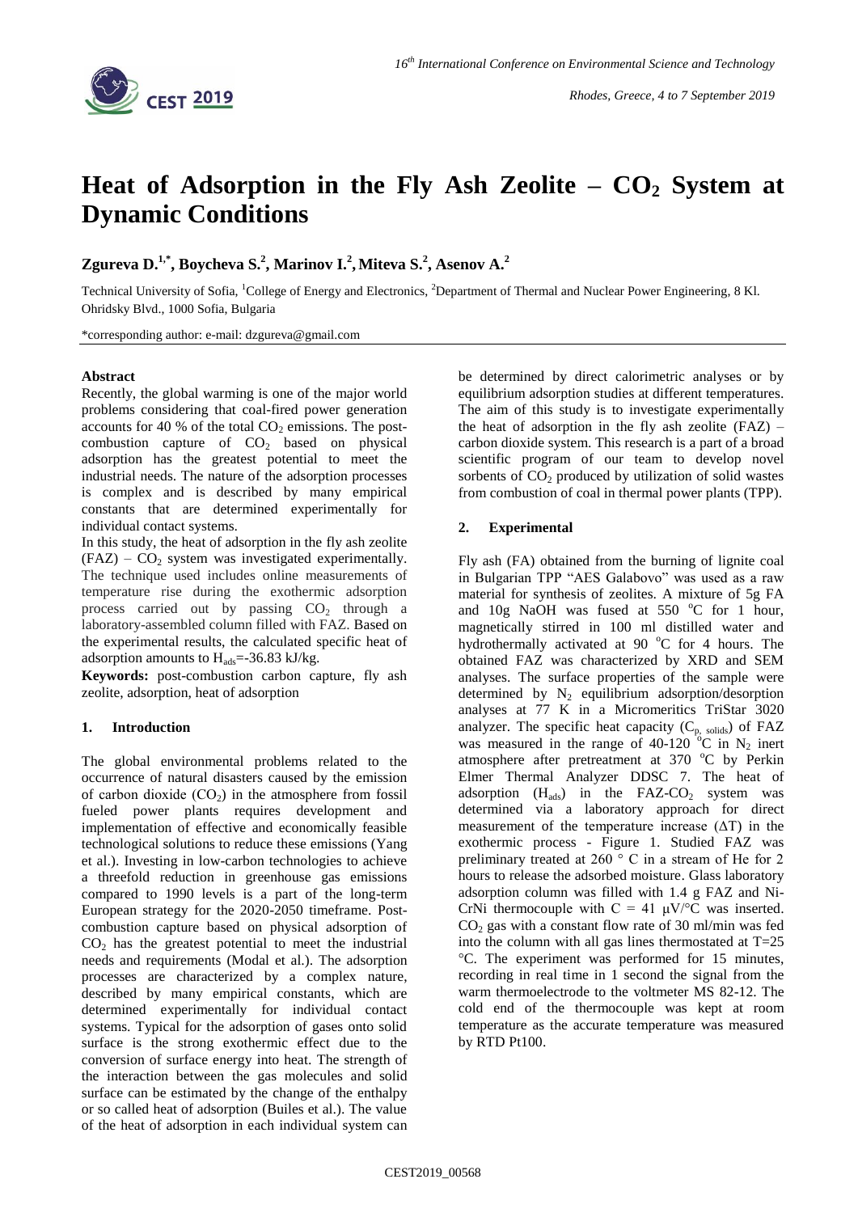# Heat of Adsorption in the Fly Ash Zeolite – $CO_2$ System at Dynamic Conditions

**Zgureva D.[1,*], Boycheva S.[2], Marinov I.[2], Miteva S.[2], Asenov A.[2]**

Technical University of Sofia, [1]College of Energy and Electronics, [2]Department of Thermal and Nuclear Power Engineering, 8 Kl. Ohridsky Blvd., 1000 Sofia, Bulgaria

*corresponding author: e-mail: dzgureva@gmail.com

**Abstract**

Recently, the global warming is one of the major world problems considering that coal-fired power generation accounts for 40 % of the total $CO_2$ emissions. The post-combustion capture of $CO_2$ based on physical adsorption has the greatest potential to meet the industrial needs. The nature of the adsorption processes is complex and is described by many empirical constants that are determined experimentally for individual contact systems.

In this study, the heat of adsorption in the fly ash zeolite (FAZ) – $CO_2$ system was investigated experimentally. The technique used includes online measurements of temperature rise during the exothermic adsorption process carried out by passing $CO_2$ through a laboratory-assembled column filled with FAZ. Based on the experimental results, the calculated specific heat of adsorption amounts to $H_{ads}$=-36.83 kJ/kg.

**Keywords:** post-combustion carbon capture, fly ash zeolite, adsorption, heat of adsorption

## 1. Introduction

The global environmental problems related to the occurrence of natural disasters caused by the emission of carbon dioxide ($CO_2$) in the atmosphere from fossil fueled power plants requires development and implementation of effective and economically feasible technological solutions to reduce these emissions (Yang et al.). Investing in low-carbon technologies to achieve a threefold reduction in greenhouse gas emissions compared to 1990 levels is a part of the long-term European strategy for the 2020-2050 timeframe. Post-combustion capture based on physical adsorption of $CO_2$ has the greatest potential to meet the industrial needs and requirements (Modal et al.). The adsorption processes are characterized by a complex nature, described by many empirical constants, which are determined experimentally for individual contact systems. Typical for the adsorption of gases onto solid surface is the strong exothermic effect due to the conversion of surface energy into heat. The strength of the interaction between the gas molecules and solid surface can be estimated by the change of the enthalpy or so called heat of adsorption (Builes et al.). The value of the heat of adsorption in each individual system can be determined by direct calorimetric analyses or by equilibrium adsorption studies at different temperatures. The aim of this study is to investigate experimentally the heat of adsorption in the fly ash zeolite (FAZ) – carbon dioxide system. This research is a part of a broad scientific program of our team to develop novel sorbents of $CO_2$ produced by utilization of solid wastes from combustion of coal in thermal power plants (TPP).

## 2. Experimental

Fly ash (FA) obtained from the burning of lignite coal in Bulgarian TPP "AES Galabovo" was used as a raw material for synthesis of zeolites. A mixture of 5g FA and 10g NaOH was fused at 550 $^{o}$C for 1 hour, magnetically stirred in 100 ml distilled water and hydrothermally activated at 90 $^{o}$C for 4 hours. The obtained FAZ was characterized by XRD and SEM analyses. The surface properties of the sample were determined by $N_2$ equilibrium adsorption/desorption analyses at 77 K in a Micromeritics TriStar 3020 analyzer. The specific heat capacity ($C_{p,\ solids}$) of FAZ was measured in the range of 40-120 $^{o}$C in $N_2$ inert atmosphere after pretreatment at 370 $^{o}$C by Perkin Elmer Thermal Analyzer DDSC 7. The heat of adsorption ($H_{ads}$) in the FAZ-$CO_2$ system was determined via a laboratory approach for direct measurement of the temperature increase ($\Delta T$) in the exothermic process - Figure 1. Studied FAZ was preliminary treated at 260 ° C in a stream of He for 2 hours to release the adsorbed moisture. Glass laboratory adsorption column was filled with 1.4 g FAZ and Ni-CrNi thermocouple with C = 41 μV/°C was inserted. $CO_2$ gas with a constant flow rate of 30 ml/min was fed into the column with all gas lines thermostated at T=25 °C. The experiment was performed for 15 minutes, recording in real time in 1 second the signal from the warm thermoelectrode to the voltmeter MS 82-12. The cold end of the thermocouple was kept at room temperature as the accurate temperature was measured by RTD Pt100.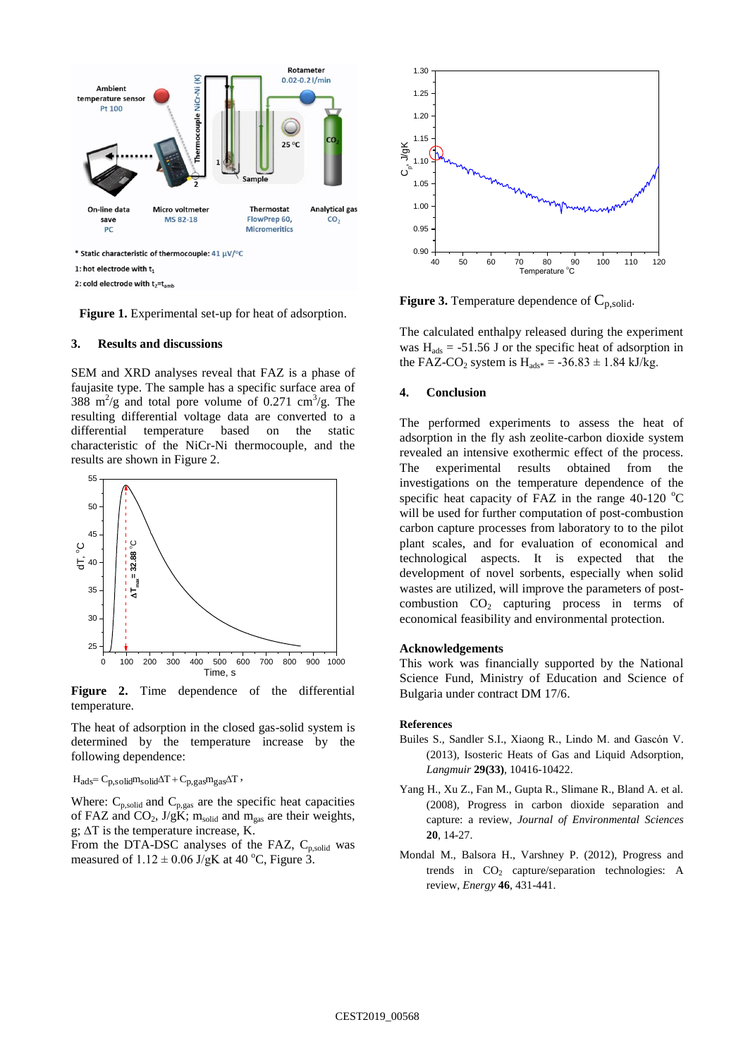Ambient temperature sensor
Pt 100

Thermocouple NiCr-Ni (K)

Rotameter
0.02-0.2 l/min

25 °C

$CO_2$

1
2

Sample

On-line data save
PC

Micro voltmeter
MS 82-18

Thermostat
FlowPrep 60, Micromeritics

Analytical gas
$CO_2$

* Static characteristic of thermocouple: 41 µV/°C
1: hot electrode with $t_1$
2: cold electrode with $t_2$=$t_{amb}$

**Figure 1.** Experimental set-up for heat of adsorption.

## 3. Results and discussions

SEM and XRD analyses reveal that FAZ is a phase of faujasite type. The sample has a specific surface area of 388 $m^2/g$ and total pore volume of 0.271 $cm^3/g$. The resulting differential voltage data are converted to a differential temperature based on the static characteristic of the NiCr-Ni thermocouple, and the results are shown in Figure 2.

dT, °C
$\Delta T_{max}$ = 32.88 °C
Time, s

**Figure 2.** Time dependence of the differential temperature.

The heat of adsorption in the closed gas-solid system is determined by the temperature increase by the following dependence:

$$H_{ads} = C_{p,solid} m_{solid} \Delta T + C_{p,gas} m_{gas} \Delta T,$$

Where: $C_{p,solid}$ and $C_{p,gas}$ are the specific heat capacities of FAZ and $CO_2$, J/gK; $m_{solid}$ and $m_{gas}$ are their weights, g; $\Delta T$ is the temperature increase, K.
From the DTA-DSC analyses of the FAZ, $C_{p,solid}$ was measured of 1.12 ± 0.06 J/gK at 40 °C, Figure 3.

$C_p$, J/gK
Temperature °C

**Figure 3.** Temperature dependence of $C_{p,solid}$.

The calculated enthalpy released during the experiment was $H_{ads}$ = -51.56 J or the specific heat of adsorption in the FAZ-$CO_2$ system is $H_{ads*}$ = -36.83 ± 1.84 kJ/kg.

## 4. Conclusion

The performed experiments to assess the heat of adsorption in the fly ash zeolite-carbon dioxide system revealed an intensive exothermic effect of the process. The experimental results obtained from the investigations on the temperature dependence of the specific heat capacity of FAZ in the range 40-120 °C will be used for further computation of post-combustion carbon capture processes from laboratory to to the pilot plant scales, and for evaluation of economical and technological aspects. It is expected that the development of novel sorbents, especially when solid wastes are utilized, will improve the parameters of post-combustion $CO_2$ capturing process in terms of economical feasibility and environmental protection.

### Acknowledgements

This work was financially supported by the National Science Fund, Ministry of Education and Science of Bulgaria under contract DM 17/6.

### References

Builes S., Sandler S.I., Xiaong R., Lindo M. and Gascón V. (2013), Isosteric Heats of Gas and Liquid Adsorption, *Langmuir* **29(33)**, 10416-10422.

Yang H., Xu Z., Fan M., Gupta R., Slimane R., Bland A. et al. (2008), Progress in carbon dioxide separation and capture: a review, *Journal of Environmental Sciences* **20**, 14-27.

Mondal M., Balsora H., Varshney P. (2012), Progress and trends in $CO_2$ capture/separation technologies: A review, *Energy* **46**, 431-441.